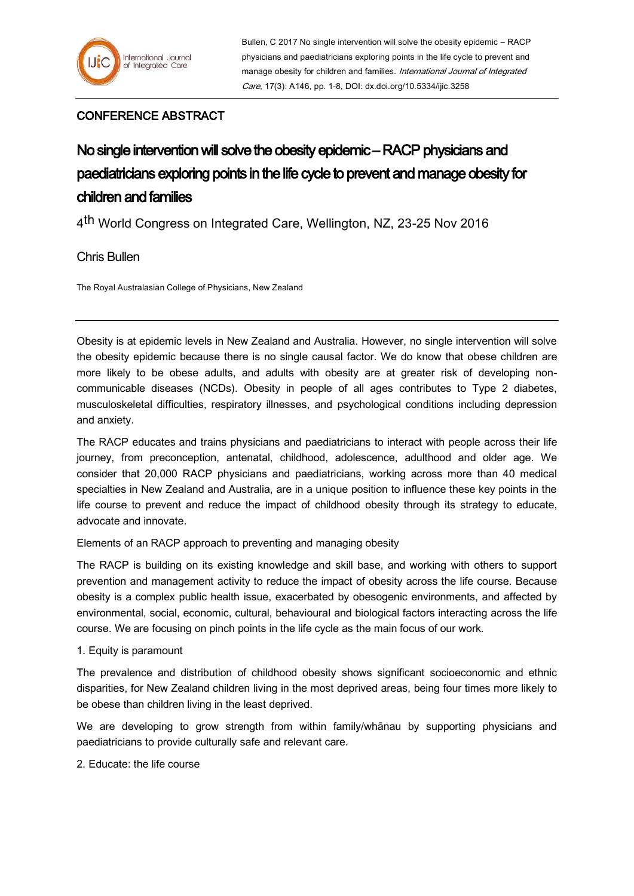CONFERENCE ABSTRACT

# No single intervention will solve the obesity epidemic – RACP physicians and paediatricians exploring points in the life cycle to prevent and manage obesity for children and families

4th World Congress on Integrated Care, Wellington, NZ, 23-25 Nov 2016

Chris Bullen

The Royal Australasian College of Physicians, New Zealand

---

Obesity is at epidemic levels in New Zealand and Australia. However, no single intervention will solve the obesity epidemic because there is no single causal factor. We do know that obese children are more likely to be obese adults, and adults with obesity are at greater risk of developing non-communicable diseases (NCDs). Obesity in people of all ages contributes to Type 2 diabetes, musculoskeletal difficulties, respiratory illnesses, and psychological conditions including depression and anxiety.

The RACP educates and trains physicians and paediatricians to interact with people across their life journey, from preconception, antenatal, childhood, adolescence, adulthood and older age. We consider that 20,000 RACP physicians and paediatricians, working across more than 40 medical specialties in New Zealand and Australia, are in a unique position to influence these key points in the life course to prevent and reduce the impact of childhood obesity through its strategy to educate, advocate and innovate.

Elements of an RACP approach to preventing and managing obesity

The RACP is building on its existing knowledge and skill base, and working with others to support prevention and management activity to reduce the impact of obesity across the life course. Because obesity is a complex public health issue, exacerbated by obesogenic environments, and affected by environmental, social, economic, cultural, behavioural and biological factors interacting across the life course. We are focusing on pinch points in the life cycle as the main focus of our work.

1. Equity is paramount

The prevalence and distribution of childhood obesity shows significant socioeconomic and ethnic disparities, for New Zealand children living in the most deprived areas, being four times more likely to be obese than children living in the least deprived.

We are developing to grow strength from within family/whānau by supporting physicians and paediatricians to provide culturally safe and relevant care.

2. Educate: the life course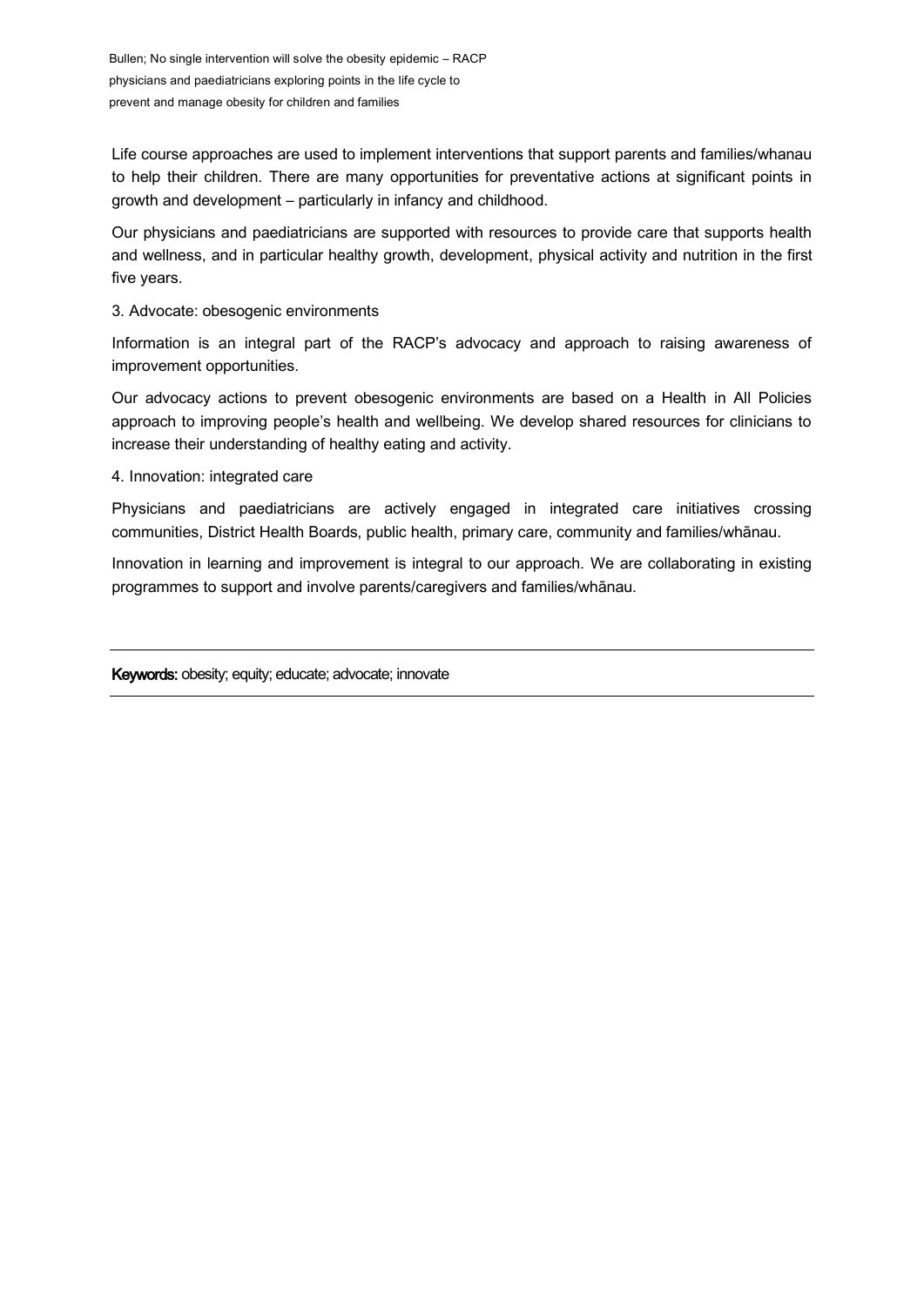Life course approaches are used to implement interventions that support parents and families/whanau to help their children. There are many opportunities for preventative actions at significant points in growth and development – particularly in infancy and childhood.

Our physicians and paediatricians are supported with resources to provide care that supports health and wellness, and in particular healthy growth, development, physical activity and nutrition in the first five years.

3. Advocate: obesogenic environments

Information is an integral part of the RACP's advocacy and approach to raising awareness of improvement opportunities.

Our advocacy actions to prevent obesogenic environments are based on a Health in All Policies approach to improving people's health and wellbeing. We develop shared resources for clinicians to increase their understanding of healthy eating and activity.

4. Innovation: integrated care

Physicians and paediatricians are actively engaged in integrated care initiatives crossing communities, District Health Boards, public health, primary care, community and families/whānau.

Innovation in learning and improvement is integral to our approach. We are collaborating in existing programmes to support and involve parents/caregivers and families/whānau.

---

**Keywords:** obesity; equity; educate; advocate; innovate

---